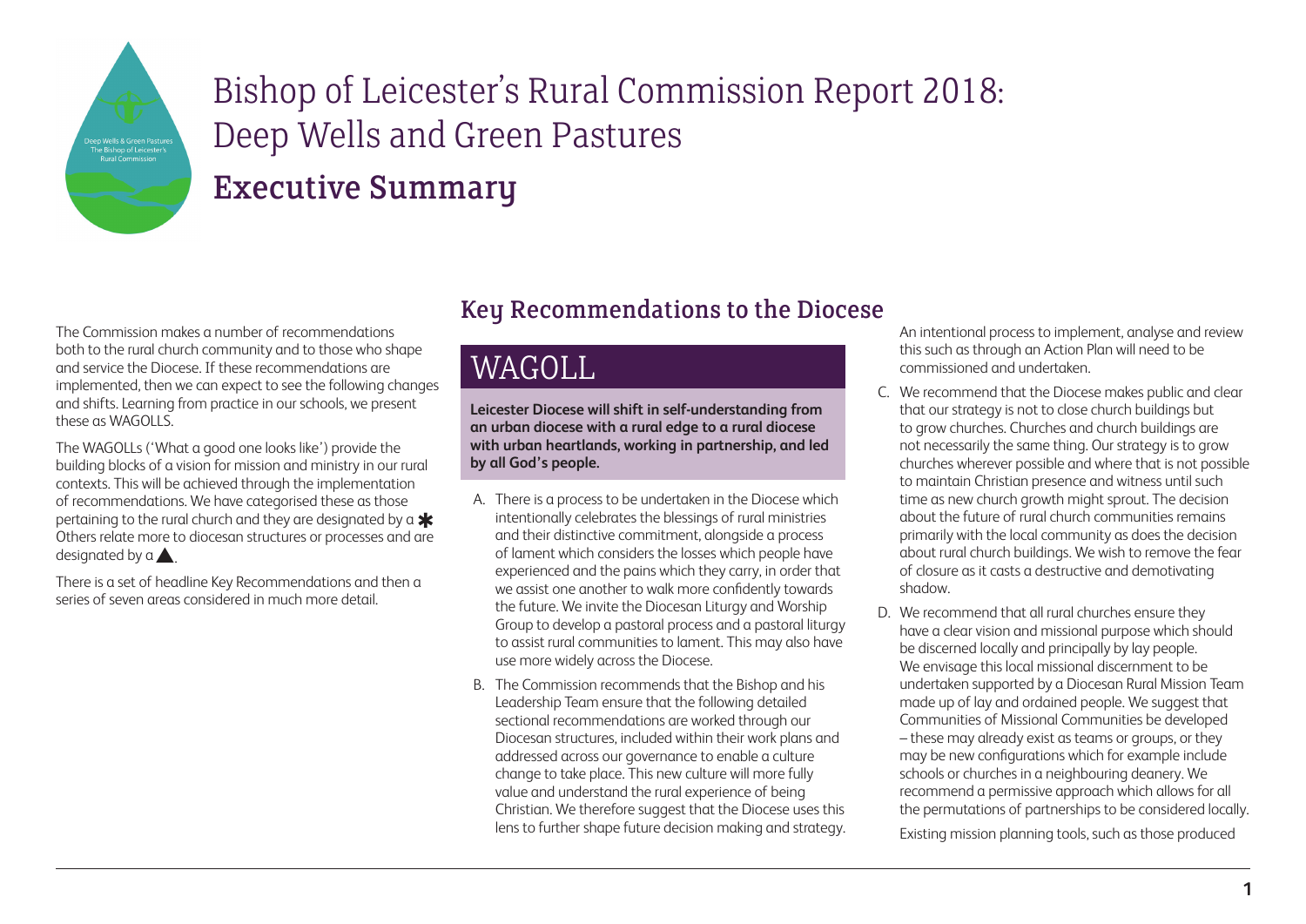# Bishop of Leicester's Rural Commission Report 2018: Deep Wells and Green Pastures

## Executive Summary

The Commission makes a number of recommendations both to the rural church community and to those who shape and service the Diocese. If these recommendations are implemented, then we can expect to see the following changes and shifts. Learning from practice in our schools, we present these as WAGOLLS.

The WAGOLLs ('What a good one looks like') provide the building blocks of a vision for mission and ministry in our rural contexts. This will be achieved through the implementation of recommendations. We have categorised these as those pertaining to the rural church and they are designated by a ✱ Others relate more to diocesan structures or processes and are designated by a ▲.

There is a set of headline Key Recommendations and then a series of seven areas considered in much more detail.

## Key Recommendations to the Diocese

### WAGOLL

**Leicester Diocese will shift in self-understanding from an urban diocese with a rural edge to a rural diocese with urban heartlands, working in partnership, and led by all God's people.**

A. There is a process to be undertaken in the Diocese which intentionally celebrates the blessings of rural ministries and their distinctive commitment, alongside a process of lament which considers the losses which people have experienced and the pains which they carry, in order that we assist one another to walk more confidently towards the future. We invite the Diocesan Liturgy and Worship Group to develop a pastoral process and a pastoral liturgy to assist rural communities to lament. This may also have use more widely across the Diocese.

B. The Commission recommends that the Bishop and his Leadership Team ensure that the following detailed sectional recommendations are worked through our Diocesan structures, included within their work plans and addressed across our governance to enable a culture change to take place. This new culture will more fully value and understand the rural experience of being Christian. We therefore suggest that the Diocese uses this lens to further shape future decision making and strategy. An intentional process to implement, analyse and review this such as through an Action Plan will need to be commissioned and undertaken.

C. We recommend that the Diocese makes public and clear that our strategy is not to close church buildings but to grow churches. Churches and church buildings are not necessarily the same thing. Our strategy is to grow churches wherever possible and where that is not possible to maintain Christian presence and witness until such time as new church growth might sprout. The decision about the future of rural church communities remains primarily with the local community as does the decision about rural church buildings. We wish to remove the fear of closure as it casts a destructive and demotivating shadow.

D. We recommend that all rural churches ensure they have a clear vision and missional purpose which should be discerned locally and principally by lay people. We envisage this local missional discernment to be undertaken supported by a Diocesan Rural Mission Team made up of lay and ordained people. We suggest that Communities of Missional Communities be developed – these may already exist as teams or groups, or they may be new configurations which for example include schools or churches in a neighbouring deanery. We recommend a permissive approach which allows for all the permutations of partnerships to be considered locally.

Existing mission planning tools, such as those produced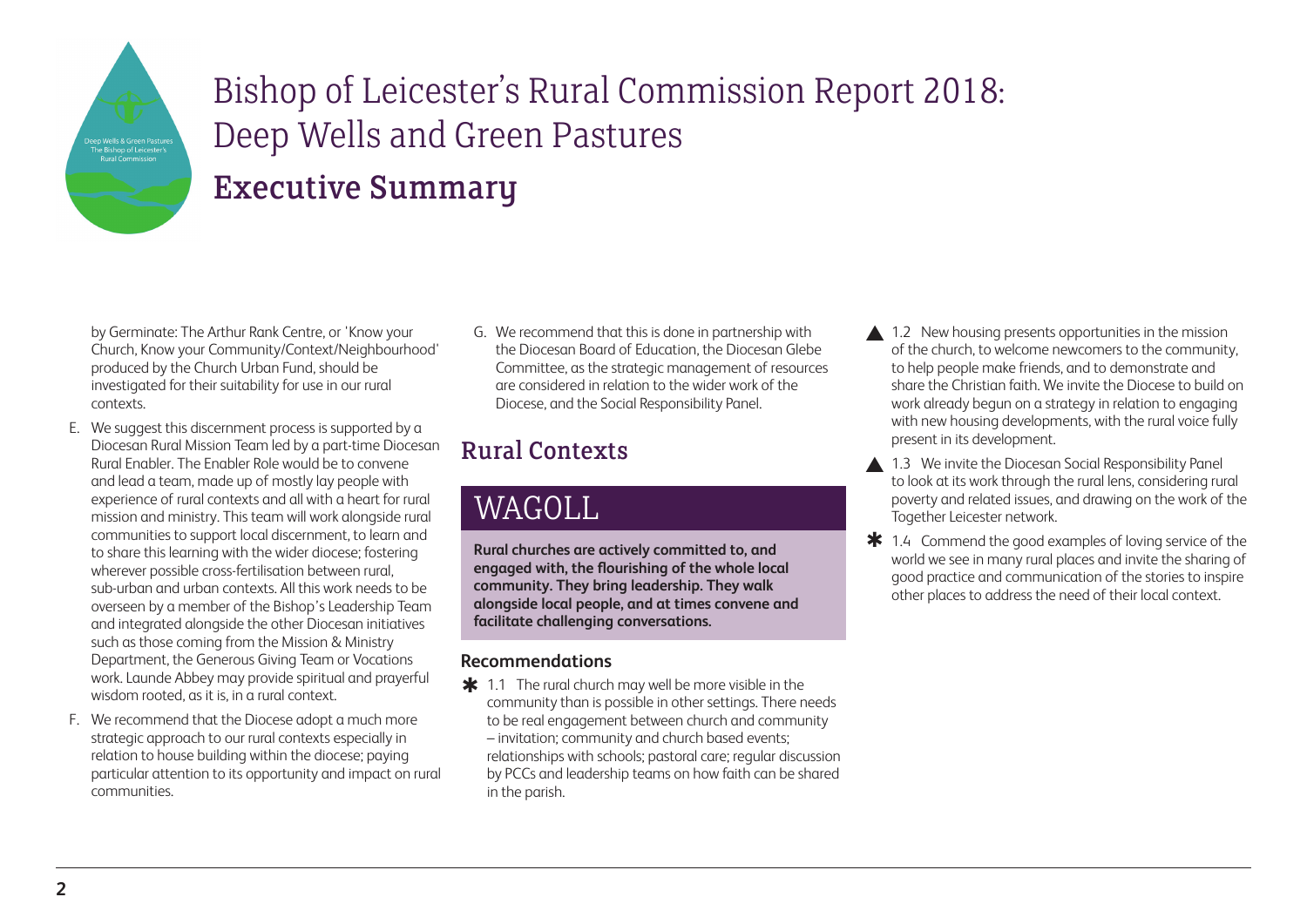# Bishop of Leicester's Rural Commission Report 2018: Deep Wells and Green Pastures

## Executive Summary

by Germinate: The Arthur Rank Centre, or 'Know your Church, Know your Community/Context/Neighbourhood' produced by the Church Urban Fund, should be investigated for their suitability for use in our rural contexts.

E. We suggest this discernment process is supported by a Diocesan Rural Mission Team led by a part-time Diocesan Rural Enabler. The Enabler Role would be to convene and lead a team, made up of mostly lay people with experience of rural contexts and all with a heart for rural mission and ministry. This team will work alongside rural communities to support local discernment, to learn and to share this learning with the wider diocese; fostering wherever possible cross-fertilisation between rural, sub-urban and urban contexts. All this work needs to be overseen by a member of the Bishop's Leadership Team and integrated alongside the other Diocesan initiatives such as those coming from the Mission & Ministry Department, the Generous Giving Team or Vocations work. Launde Abbey may provide spiritual and prayerful wisdom rooted, as it is, in a rural context.

F. We recommend that the Diocese adopt a much more strategic approach to our rural contexts especially in relation to house building within the diocese; paying particular attention to its opportunity and impact on rural communities.

G. We recommend that this is done in partnership with the Diocesan Board of Education, the Diocesan Glebe Committee, as the strategic management of resources are considered in relation to the wider work of the Diocese, and the Social Responsibility Panel.

## Rural Contexts

### WAGOLL

**Rural churches are actively committed to, and engaged with, the flourishing of the whole local community. They bring leadership. They walk alongside local people, and at times convene and facilitate challenging conversations.**

#### Recommendations

✱ 1.1 The rural church may well be more visible in the community than is possible in other settings. There needs to be real engagement between church and community – invitation; community and church based events; relationships with schools; pastoral care; regular discussion by PCCs and leadership teams on how faith can be shared in the parish.

▲ 1.2 New housing presents opportunities in the mission of the church, to welcome newcomers to the community, to help people make friends, and to demonstrate and share the Christian faith. We invite the Diocese to build on work already begun on a strategy in relation to engaging with new housing developments, with the rural voice fully present in its development.

▲ 1.3 We invite the Diocesan Social Responsibility Panel to look at its work through the rural lens, considering rural poverty and related issues, and drawing on the work of the Together Leicester network.

✱ 1.4 Commend the good examples of loving service of the world we see in many rural places and invite the sharing of good practice and communication of the stories to inspire other places to address the need of their local context.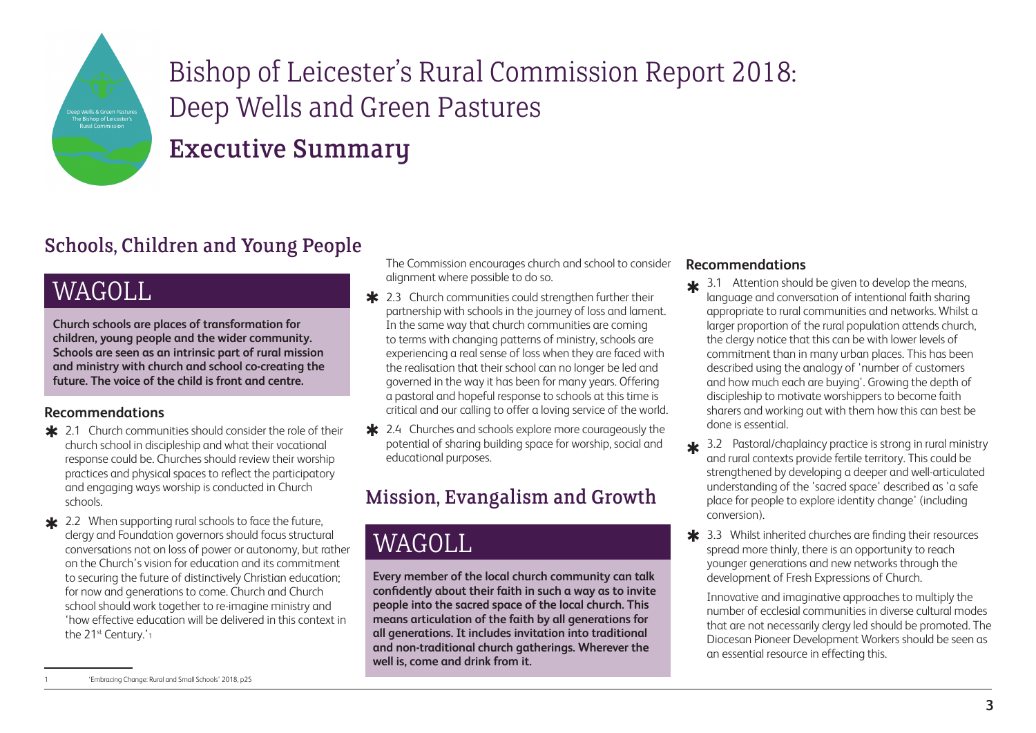# Bishop of Leicester's Rural Commission Report 2018: Deep Wells and Green Pastures

## Executive Summary

## Schools, Children and Young People

### WAGOLL

**Church schools are places of transformation for children, young people and the wider community. Schools are seen as an intrinsic part of rural mission and ministry with church and school co-creating the future. The voice of the child is front and centre.**

### Recommendations

- 2.1 Church communities should consider the role of their church school in discipleship and what their vocational response could be. Churches should review their worship practices and physical spaces to reflect the participatory and engaging ways worship is conducted in Church schools.
- 2.2 When supporting rural schools to face the future, clergy and Foundation governors should focus structural conversations not on loss of power or autonomy, but rather on the Church's vision for education and its commitment to securing the future of distinctively Christian education; for now and generations to come. Church and Church school should work together to re-imagine ministry and 'how effective education will be delivered in this context in the 21st Century.'[1]

  The Commission encourages church and school to consider alignment where possible to do so.
- 2.3 Church communities could strengthen further their partnership with schools in the journey of loss and lament. In the same way that church communities are coming to terms with changing patterns of ministry, schools are experiencing a real sense of loss when they are faced with the realisation that their school can no longer be led and governed in the way it has been for many years. Offering a pastoral and hopeful response to schools at this time is critical and our calling to offer a loving service of the world.
- 2.4 Churches and schools explore more courageously the potential of sharing building space for worship, social and educational purposes.

## Mission, Evangalism and Growth

### WAGOLL

**Every member of the local church community can talk confidently about their faith in such a way as to invite people into the sacred space of the local church. This means articulation of the faith by all generations for all generations. It includes invitation into traditional and non-traditional church gatherings. Wherever the well is, come and drink from it.**

### Recommendations

- 3.1 Attention should be given to develop the means, language and conversation of intentional faith sharing appropriate to rural communities and networks. Whilst a larger proportion of the rural population attends church, the clergy notice that this can be with lower levels of commitment than in many urban places. This has been described using the analogy of 'number of customers and how much each are buying'. Growing the depth of discipleship to motivate worshippers to become faith sharers and working out with them how this can best be done is essential.
- 3.2 Pastoral/chaplaincy practice is strong in rural ministry and rural contexts provide fertile territory. This could be strengthened by developing a deeper and well-articulated understanding of the 'sacred space' described as 'a safe place for people to explore identity change' (including conversion).
- 3.3 Whilst inherited churches are finding their resources spread more thinly, there is an opportunity to reach younger generations and new networks through the development of Fresh Expressions of Church.

  Innovative and imaginative approaches to multiply the number of ecclesial communities in diverse cultural modes that are not necessarily clergy led should be promoted. The Diocesan Pioneer Development Workers should be seen as an essential resource in effecting this.

---

[1] 'Embracing Change: Rural and Small Schools' 2018, p25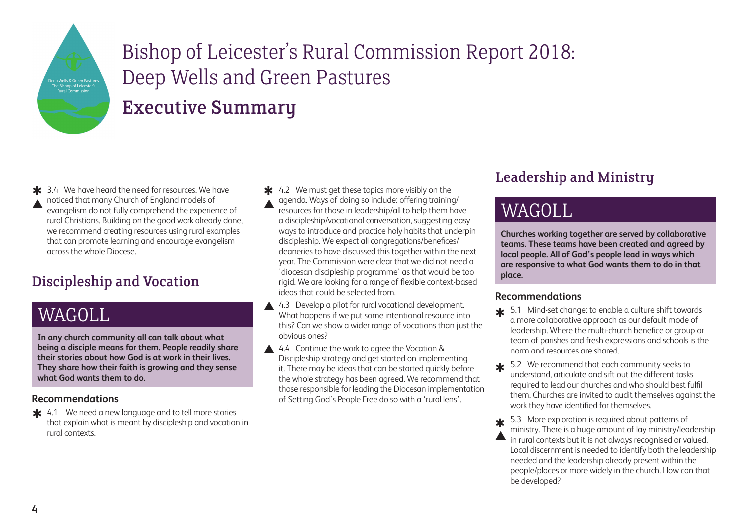# Bishop of Leicester's Rural Commission Report 2018: Deep Wells and Green Pastures

## Executive Summary

✱ ▲ 3.4 We have heard the need for resources. We have noticed that many Church of England models of evangelism do not fully comprehend the experience of rural Christians. Building on the good work already done, we recommend creating resources using rural examples that can promote learning and encourage evangelism across the whole Diocese.

## Discipleship and Vocation

### WAGOLL

**In any church community all can talk about what being a disciple means for them. People readily share their stories about how God is at work in their lives. They share how their faith is growing and they sense what God wants them to do.**

#### Recommendations

✱ 4.1 We need a new language and to tell more stories that explain what is meant by discipleship and vocation in rural contexts.

✱ ▲ 4.2 We must get these topics more visibly on the agenda. Ways of doing so include: offering training/resources for those in leadership/all to help them have a discipleship/vocational conversation, suggesting easy ways to introduce and practice holy habits that underpin discipleship. We expect all congregations/benefices/deaneries to have discussed this together within the next year. The Commission were clear that we did not need a 'diocesan discipleship programme' as that would be too rigid. We are looking for a range of flexible context-based ideas that could be selected from.

▲ 4.3 Develop a pilot for rural vocational development. What happens if we put some intentional resource into this? Can we show a wider range of vocations than just the obvious ones?

▲ 4.4 Continue the work to agree the Vocation & Discipleship strategy and get started on implementing it. There may be ideas that can be started quickly before the whole strategy has been agreed. We recommend that those responsible for leading the Diocesan implementation of Setting God's People Free do so with a 'rural lens'.

## Leadership and Ministry

### WAGOLL

**Churches working together are served by collaborative teams. These teams have been created and agreed by local people. All of God's people lead in ways which are responsive to what God wants them to do in that place.**

#### Recommendations

✱ 5.1 Mind-set change: to enable a culture shift towards a more collaborative approach as our default mode of leadership. Where the multi-church benefice or group or team of parishes and fresh expressions and schools is the norm and resources are shared.

✱ 5.2 We recommend that each community seeks to understand, articulate and sift out the different tasks required to lead our churches and who should best fulfil them. Churches are invited to audit themselves against the work they have identified for themselves.

✱ ▲ 5.3 More exploration is required about patterns of ministry. There is a huge amount of lay ministry/leadership in rural contexts but it is not always recognised or valued. Local discernment is needed to identify both the leadership needed and the leadership already present within the people/places or more widely in the church. How can that be developed?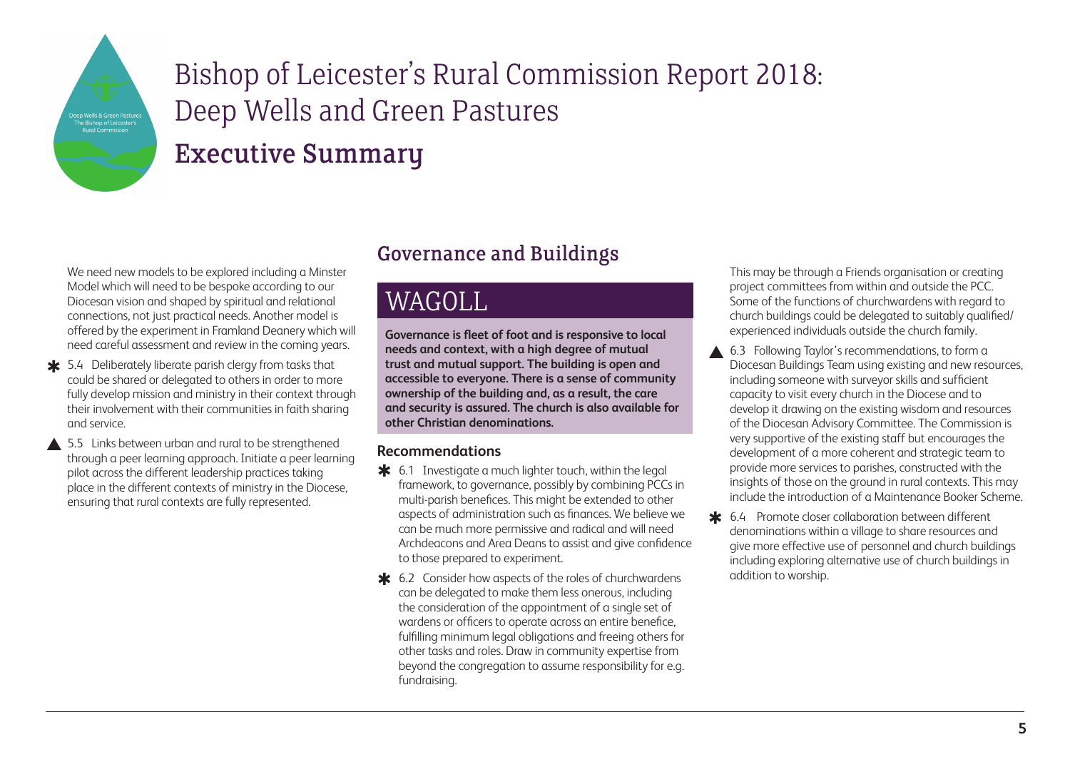# Bishop of Leicester's Rural Commission Report 2018: Deep Wells and Green Pastures

## Executive Summary

We need new models to be explored including a Minster Model which will need to be bespoke according to our Diocesan vision and shaped by spiritual and relational connections, not just practical needs. Another model is offered by the experiment in Framland Deanery which will need careful assessment and review in the coming years.

- ✱ 5.4 Deliberately liberate parish clergy from tasks that could be shared or delegated to others in order to more fully develop mission and ministry in their context through their involvement with their communities in faith sharing and service.
- ▲ 5.5 Links between urban and rural to be strengthened through a peer learning approach. Initiate a peer learning pilot across the different leadership practices taking place in the different contexts of ministry in the Diocese, ensuring that rural contexts are fully represented.

### Governance and Buildings

## WAGOLL

**Governance is fleet of foot and is responsive to local needs and context, with a high degree of mutual trust and mutual support. The building is open and accessible to everyone. There is a sense of community ownership of the building and, as a result, the care and security is assured. The church is also available for other Christian denominations.**

#### Recommendations

- ✱ 6.1 Investigate a much lighter touch, within the legal framework, to governance, possibly by combining PCCs in multi-parish benefices. This might be extended to other aspects of administration such as finances. We believe we can be much more permissive and radical and will need Archdeacons and Area Deans to assist and give confidence to those prepared to experiment.
- ✱ 6.2 Consider how aspects of the roles of churchwardens can be delegated to make them less onerous, including the consideration of the appointment of a single set of wardens or officers to operate across an entire benefice, fulfilling minimum legal obligations and freeing others for other tasks and roles. Draw in community expertise from beyond the congregation to assume responsibility for e.g. fundraising. This may be through a Friends organisation or creating project committees from within and outside the PCC. Some of the functions of churchwardens with regard to church buildings could be delegated to suitably qualified/experienced individuals outside the church family.
- ▲ 6.3 Following Taylor's recommendations, to form a Diocesan Buildings Team using existing and new resources, including someone with surveyor skills and sufficient capacity to visit every church in the Diocese and to develop it drawing on the existing wisdom and resources of the Diocesan Advisory Committee. The Commission is very supportive of the existing staff but encourages the development of a more coherent and strategic team to provide more services to parishes, constructed with the insights of those on the ground in rural contexts. This may include the introduction of a Maintenance Booker Scheme.
- ✱ 6.4 Promote closer collaboration between different denominations within a village to share resources and give more effective use of personnel and church buildings including exploring alternative use of church buildings in addition to worship.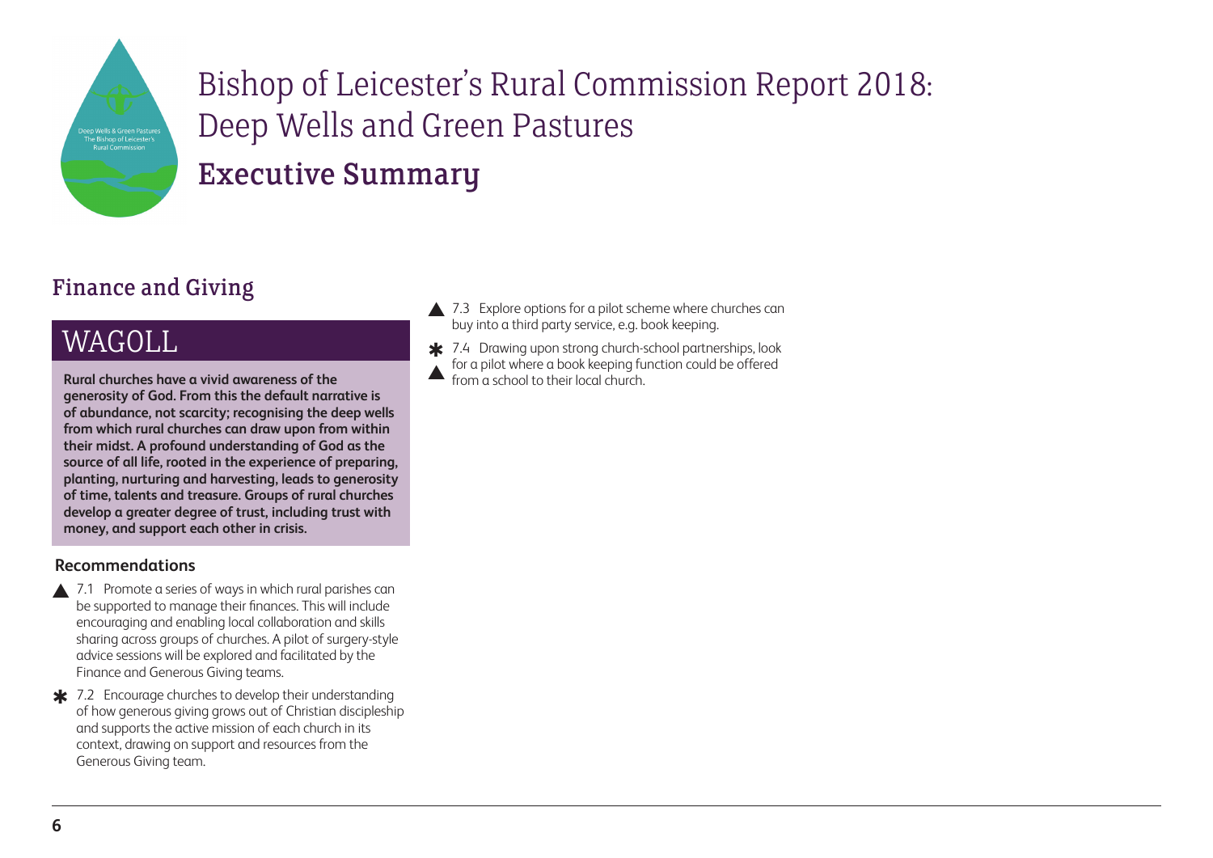# Bishop of Leicester's Rural Commission Report 2018: Deep Wells and Green Pastures

## Executive Summary

### Finance and Giving

## WAGOLL

**Rural churches have a vivid awareness of the generosity of God. From this the default narrative is of abundance, not scarcity; recognising the deep wells from which rural churches can draw upon from within their midst. A profound understanding of God as the source of all life, rooted in the experience of preparing, planting, nurturing and harvesting, leads to generosity of time, talents and treasure. Groups of rural churches develop a greater degree of trust, including trust with money, and support each other in crisis.**

#### Recommendations

▲ 7.1 Promote a series of ways in which rural parishes can be supported to manage their finances. This will include encouraging and enabling local collaboration and skills sharing across groups of churches. A pilot of surgery-style advice sessions will be explored and facilitated by the Finance and Generous Giving teams.

✱ 7.2 Encourage churches to develop their understanding of how generous giving grows out of Christian discipleship and supports the active mission of each church in its context, drawing on support and resources from the Generous Giving team.

▲ 7.3 Explore options for a pilot scheme where churches can buy into a third party service, e.g. book keeping.

✱ ▲ 7.4 Drawing upon strong church-school partnerships, look for a pilot where a book keeping function could be offered from a school to their local church.